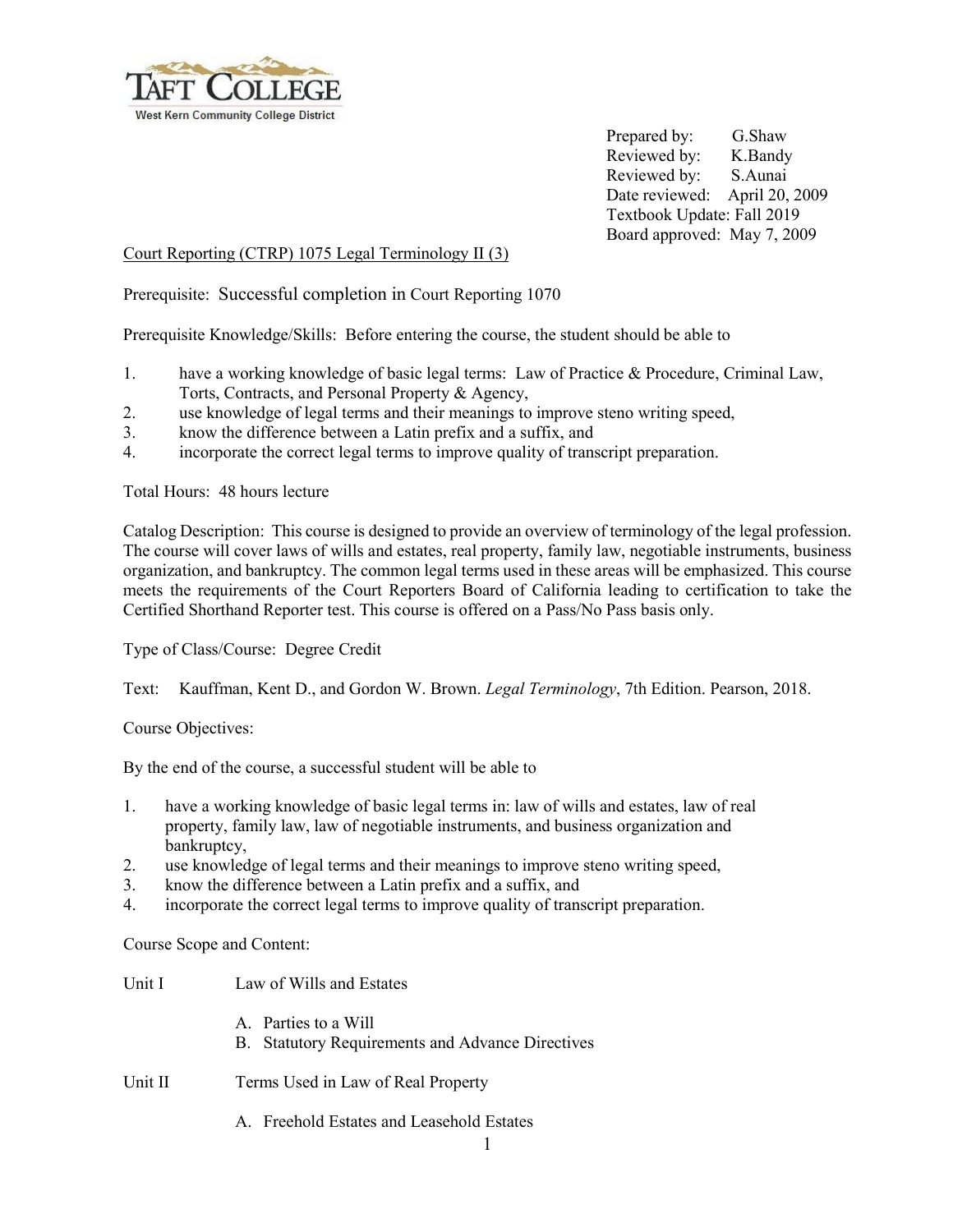TAFT COLLEGE
West Kern Community College District

Prepared by: G.Shaw
Reviewed by: K.Bandy
Reviewed by: S.Aunai
Date reviewed: April 20, 2009
Textbook Update: Fall 2019
Board approved: May 7, 2009

Court Reporting (CTRP) 1075 Legal Terminology II (3)

Prerequisite: Successful completion in Court Reporting 1070

Prerequisite Knowledge/Skills: Before entering the course, the student should be able to

1. have a working knowledge of basic legal terms: Law of Practice & Procedure, Criminal Law, Torts, Contracts, and Personal Property & Agency,
2. use knowledge of legal terms and their meanings to improve steno writing speed,
3. know the difference between a Latin prefix and a suffix, and
4. incorporate the correct legal terms to improve quality of transcript preparation.

Total Hours: 48 hours lecture

Catalog Description: This course is designed to provide an overview of terminology of the legal profession. The course will cover laws of wills and estates, real property, family law, negotiable instruments, business organization, and bankruptcy. The common legal terms used in these areas will be emphasized. This course meets the requirements of the Court Reporters Board of California leading to certification to take the Certified Shorthand Reporter test. This course is offered on a Pass/No Pass basis only.

Type of Class/Course: Degree Credit

Text: Kauffman, Kent D., and Gordon W. Brown. *Legal Terminology*, 7th Edition. Pearson, 2018.

Course Objectives:

By the end of the course, a successful student will be able to

1. have a working knowledge of basic legal terms in: law of wills and estates, law of real property, family law, law of negotiable instruments, and business organization and bankruptcy,
2. use knowledge of legal terms and their meanings to improve steno writing speed,
3. know the difference between a Latin prefix and a suffix, and
4. incorporate the correct legal terms to improve quality of transcript preparation.

Course Scope and Content:

Unit I Law of Wills and Estates

A. Parties to a Will
B. Statutory Requirements and Advance Directives

Unit II Terms Used in Law of Real Property

A. Freehold Estates and Leasehold Estates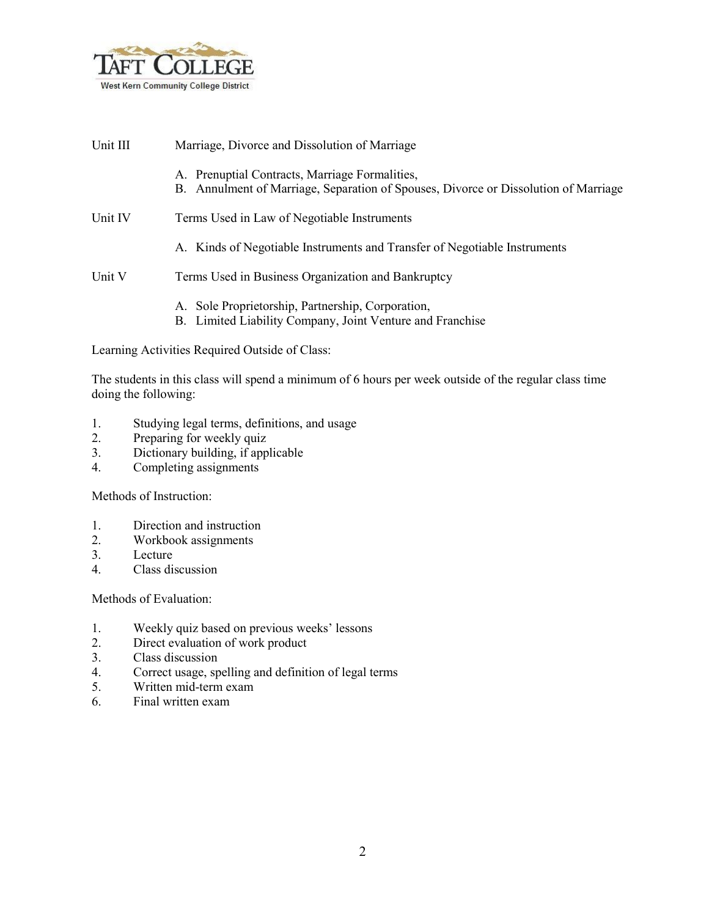Unit III Marriage, Divorce and Dissolution of Marriage

A. Prenuptial Contracts, Marriage Formalities,
B. Annulment of Marriage, Separation of Spouses, Divorce or Dissolution of Marriage

Unit IV Terms Used in Law of Negotiable Instruments

A. Kinds of Negotiable Instruments and Transfer of Negotiable Instruments

Unit V Terms Used in Business Organization and Bankruptcy

A. Sole Proprietorship, Partnership, Corporation,
B. Limited Liability Company, Joint Venture and Franchise

Learning Activities Required Outside of Class:

The students in this class will spend a minimum of 6 hours per week outside of the regular class time doing the following:

1. Studying legal terms, definitions, and usage
2. Preparing for weekly quiz
3. Dictionary building, if applicable
4. Completing assignments

Methods of Instruction:

1. Direction and instruction
2. Workbook assignments
3. Lecture
4. Class discussion

Methods of Evaluation:

1. Weekly quiz based on previous weeks' lessons
2. Direct evaluation of work product
3. Class discussion
4. Correct usage, spelling and definition of legal terms
5. Written mid-term exam
6. Final written exam